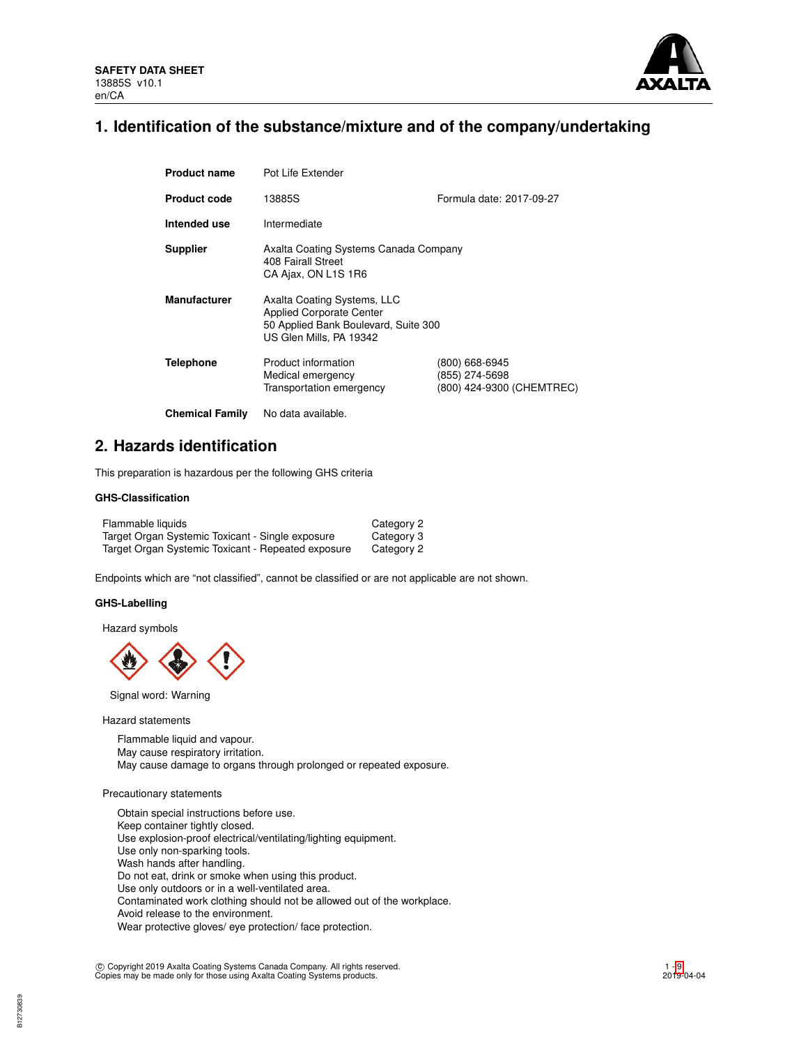**SAFETY DATA SHEET**
13885S v10.1
en/CA

# 1. Identification of the substance/mixture and of the company/undertaking

| | | |
|---|---|---|
| **Product name** | Pot Life Extender | |
| **Product code** | 13885S | Formula date: 2017-09-27 |
| **Intended use** | Intermediate | |
| **Supplier** | Axalta Coating Systems Canada Company<br>408 Fairall Street<br>CA Ajax, ON L1S 1R6 | |
| **Manufacturer** | Axalta Coating Systems, LLC<br>Applied Corporate Center<br>50 Applied Bank Boulevard, Suite 300<br>US Glen Mills, PA 19342 | |
| **Telephone** | Product information<br>Medical emergency<br>Transportation emergency | (800) 668-6945<br>(855) 274-5698<br>(800) 424-9300 (CHEMTREC) |
| **Chemical Family** | No data available. | |

# 2. Hazards identification

This preparation is hazardous per the following GHS criteria

### GHS-Classification

| | |
|---|---|
| Flammable liquids | Category 2 |
| Target Organ Systemic Toxicant - Single exposure | Category 3 |
| Target Organ Systemic Toxicant - Repeated exposure | Category 2 |

Endpoints which are "not classified", cannot be classified or are not applicable are not shown.

### GHS-Labelling

Hazard symbols

Signal word: Warning

Hazard statements

Flammable liquid and vapour.
May cause respiratory irritation.
May cause damage to organs through prolonged or repeated exposure.

Precautionary statements

Obtain special instructions before use.
Keep container tightly closed.
Use explosion-proof electrical/ventilating/lighting equipment.
Use only non-sparking tools.
Wash hands after handling.
Do not eat, drink or smoke when using this product.
Use only outdoors or in a well-ventilated area.
Contaminated work clothing should not be allowed out of the workplace.
Avoid release to the environment.
Wear protective gloves/ eye protection/ face protection.

© Copyright 2019 Axalta Coating Systems Canada Company. All rights reserved.
Copies may be made only for those using Axalta Coating Systems products.

2019-04-04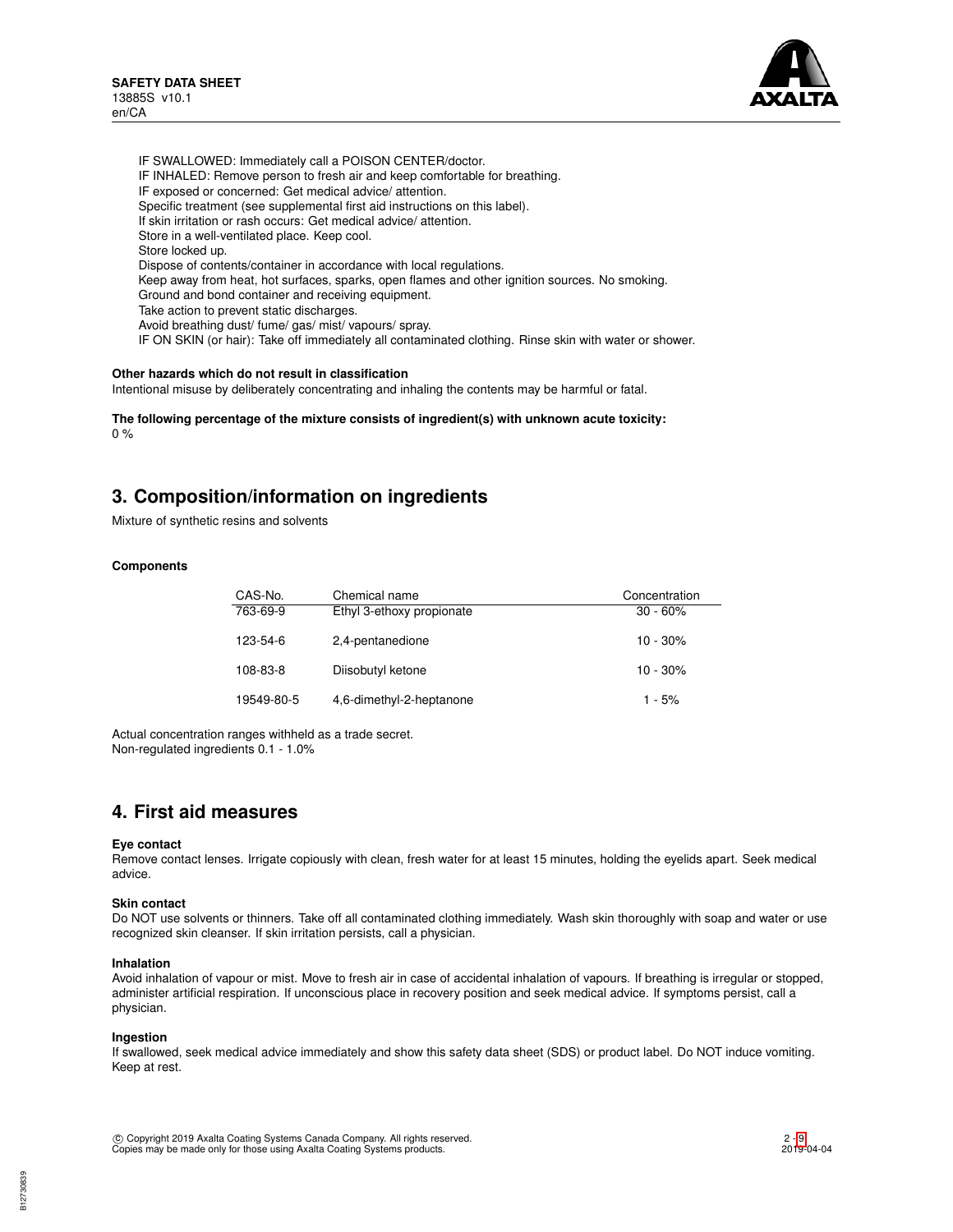IF SWALLOWED: Immediately call a POISON CENTER/doctor.
IF INHALED: Remove person to fresh air and keep comfortable for breathing.
IF exposed or concerned: Get medical advice/ attention.
Specific treatment (see supplemental first aid instructions on this label).
If skin irritation or rash occurs: Get medical advice/ attention.
Store in a well-ventilated place. Keep cool.
Store locked up.
Dispose of contents/container in accordance with local regulations.
Keep away from heat, hot surfaces, sparks, open flames and other ignition sources. No smoking.
Ground and bond container and receiving equipment.
Take action to prevent static discharges.
Avoid breathing dust/ fume/ gas/ mist/ vapours/ spray.
IF ON SKIN (or hair): Take off immediately all contaminated clothing. Rinse skin with water or shower.

**Other hazards which do not result in classification**

Intentional misuse by deliberately concentrating and inhaling the contents may be harmful or fatal.

**The following percentage of the mixture consists of ingredient(s) with unknown acute toxicity:**

0 %

## 3. Composition/information on ingredients

Mixture of synthetic resins and solvents

**Components**

| CAS-No. | Chemical name | Concentration |
|---|---|---|
| 763-69-9 | Ethyl 3-ethoxy propionate | 30 - 60% |
| 123-54-6 | 2,4-pentanedione | 10 - 30% |
| 108-83-8 | Diisobutyl ketone | 10 - 30% |
| 19549-80-5 | 4,6-dimethyl-2-heptanone | 1 - 5% |

Actual concentration ranges withheld as a trade secret.
Non-regulated ingredients 0.1 - 1.0%

## 4. First aid measures

**Eye contact**

Remove contact lenses. Irrigate copiously with clean, fresh water for at least 15 minutes, holding the eyelids apart. Seek medical advice.

**Skin contact**

Do NOT use solvents or thinners. Take off all contaminated clothing immediately. Wash skin thoroughly with soap and water or use recognized skin cleanser. If skin irritation persists, call a physician.

**Inhalation**

Avoid inhalation of vapour or mist. Move to fresh air in case of accidental inhalation of vapours. If breathing is irregular or stopped, administer artificial respiration. If unconscious place in recovery position and seek medical advice. If symptoms persist, call a physician.

**Ingestion**

If swallowed, seek medical advice immediately and show this safety data sheet (SDS) or product label. Do NOT induce vomiting. Keep at rest.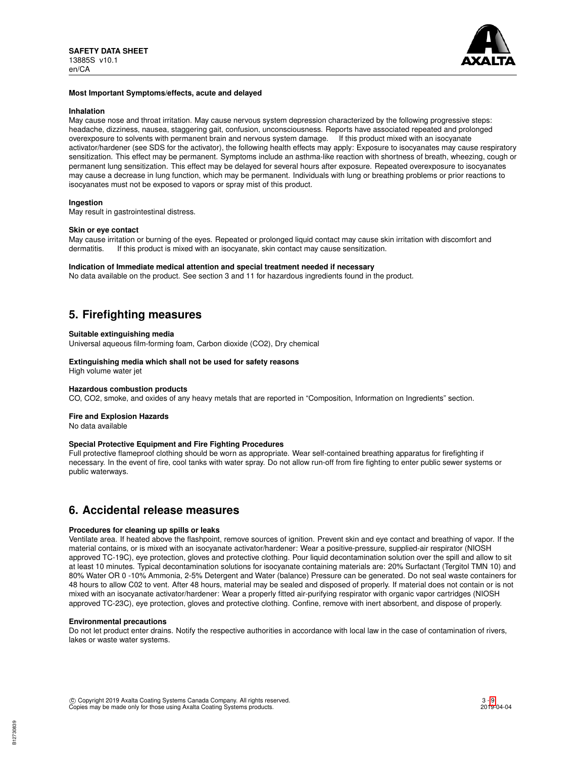**Most Important Symptoms/effects, acute and delayed**

**Inhalation**

May cause nose and throat irritation. May cause nervous system depression characterized by the following progressive steps: headache, dizziness, nausea, staggering gait, confusion, unconsciousness. Reports have associated repeated and prolonged overexposure to solvents with permanent brain and nervous system damage. If this product mixed with an isocyanate activator/hardener (see SDS for the activator), the following health effects may apply: Exposure to isocyanates may cause respiratory sensitization. This effect may be permanent. Symptoms include an asthma-like reaction with shortness of breath, wheezing, cough or permanent lung sensitization. This effect may be delayed for several hours after exposure. Repeated overexposure to isocyanates may cause a decrease in lung function, which may be permanent. Individuals with lung or breathing problems or prior reactions to isocyanates must not be exposed to vapors or spray mist of this product.

**Ingestion**

May result in gastrointestinal distress.

**Skin or eye contact**

May cause irritation or burning of the eyes. Repeated or prolonged liquid contact may cause skin irritation with discomfort and dermatitis. If this product is mixed with an isocyanate, skin contact may cause sensitization.

**Indication of Immediate medical attention and special treatment needed if necessary**

No data available on the product. See section 3 and 11 for hazardous ingredients found in the product.

## 5. Firefighting measures

**Suitable extinguishing media**

Universal aqueous film-forming foam, Carbon dioxide ($CO_2$), Dry chemical

**Extinguishing media which shall not be used for safety reasons**

High volume water jet

**Hazardous combustion products**

CO, $CO_2$, smoke, and oxides of any heavy metals that are reported in “Composition, Information on Ingredients” section.

**Fire and Explosion Hazards**

No data available

**Special Protective Equipment and Fire Fighting Procedures**

Full protective flameproof clothing should be worn as appropriate. Wear self-contained breathing apparatus for firefighting if necessary. In the event of fire, cool tanks with water spray. Do not allow run-off from fire fighting to enter public sewer systems or public waterways.

## 6. Accidental release measures

**Procedures for cleaning up spills or leaks**

Ventilate area. If heated above the flashpoint, remove sources of ignition. Prevent skin and eye contact and breathing of vapor. If the material contains, or is mixed with an isocyanate activator/hardener: Wear a positive-pressure, supplied-air respirator (NIOSH approved TC-19C), eye protection, gloves and protective clothing. Pour liquid decontamination solution over the spill and allow to sit at least 10 minutes. Typical decontamination solutions for isocyanate containing materials are: 20% Surfactant (Tergitol TMN 10) and 80% Water OR 0 -10% Ammonia, 2-5% Detergent and Water (balance) Pressure can be generated. Do not seal waste containers for 48 hours to allow C02 to vent. After 48 hours, material may be sealed and disposed of properly. If material does not contain or is not mixed with an isocyanate activator/hardener: Wear a properly fitted air-purifying respirator with organic vapor cartridges (NIOSH approved TC-23C), eye protection, gloves and protective clothing. Confine, remove with inert absorbent, and dispose of properly.

**Environmental precautions**

Do not let product enter drains. Notify the respective authorities in accordance with local law in the case of contamination of rivers, lakes or waste water systems.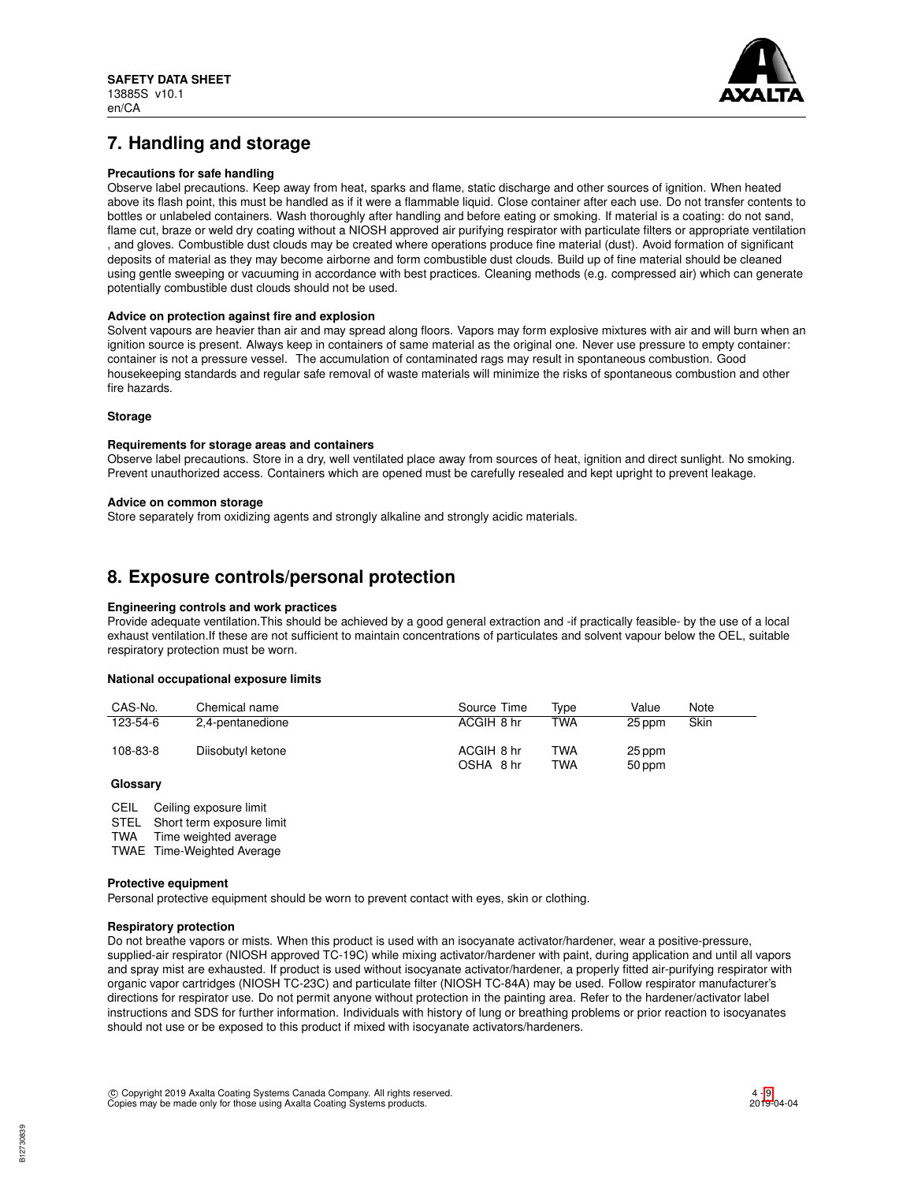## 7. Handling and storage

**Precautions for safe handling**

Observe label precautions. Keep away from heat, sparks and flame, static discharge and other sources of ignition. When heated above its flash point, this must be handled as if it were a flammable liquid. Close container after each use. Do not transfer contents to bottles or unlabeled containers. Wash thoroughly after handling and before eating or smoking. If material is a coating: do not sand, flame cut, braze or weld dry coating without a NIOSH approved air purifying respirator with particulate filters or appropriate ventilation , and gloves. Combustible dust clouds may be created where operations produce fine material (dust). Avoid formation of significant deposits of material as they may become airborne and form combustible dust clouds. Build up of fine material should be cleaned using gentle sweeping or vacuuming in accordance with best practices. Cleaning methods (e.g. compressed air) which can generate potentially combustible dust clouds should not be used.

**Advice on protection against fire and explosion**

Solvent vapours are heavier than air and may spread along floors. Vapors may form explosive mixtures with air and will burn when an ignition source is present. Always keep in containers of same material as the original one. Never use pressure to empty container: container is not a pressure vessel. The accumulation of contaminated rags may result in spontaneous combustion. Good housekeeping standards and regular safe removal of waste materials will minimize the risks of spontaneous combustion and other fire hazards.

**Storage**

**Requirements for storage areas and containers**

Observe label precautions. Store in a dry, well ventilated place away from sources of heat, ignition and direct sunlight. No smoking. Prevent unauthorized access. Containers which are opened must be carefully resealed and kept upright to prevent leakage.

**Advice on common storage**

Store separately from oxidizing agents and strongly alkaline and strongly acidic materials.

## 8. Exposure controls/personal protection

**Engineering controls and work practices**

Provide adequate ventilation.This should be achieved by a good general extraction and -if practically feasible- by the use of a local exhaust ventilation.If these are not sufficient to maintain concentrations of particulates and solvent vapour below the OEL, suitable respiratory protection must be worn.

**National occupational exposure limits**

| CAS-No. | Chemical name | Source | Time | Type | Value | Note |
|---|---|---|---|---|---|---|
| 123-54-6 | 2,4-pentanedione | ACGIH | 8 hr | TWA | 25 ppm | Skin |
| 108-83-8 | Diisobutyl ketone | ACGIH | 8 hr | TWA | 25 ppm | |
| | | OSHA | 8 hr | TWA | 50 ppm | |

**Glossary**

CEIL Ceiling exposure limit
STEL Short term exposure limit
TWA Time weighted average
TWAE Time-Weighted Average

**Protective equipment**

Personal protective equipment should be worn to prevent contact with eyes, skin or clothing.

**Respiratory protection**

Do not breathe vapors or mists. When this product is used with an isocyanate activator/hardener, wear a positive-pressure, supplied-air respirator (NIOSH approved TC-19C) while mixing activator/hardener with paint, during application and until all vapors and spray mist are exhausted. If product is used without isocyanate activator/hardener, a properly fitted air-purifying respirator with organic vapor cartridges (NIOSH TC-23C) and particulate filter (NIOSH TC-84A) may be used. Follow respirator manufacturer's directions for respirator use. Do not permit anyone without protection in the painting area. Refer to the hardener/activator label instructions and SDS for further information. Individuals with history of lung or breathing problems or prior reaction to isocyanates should not use or be exposed to this product if mixed with isocyanate activators/hardeners.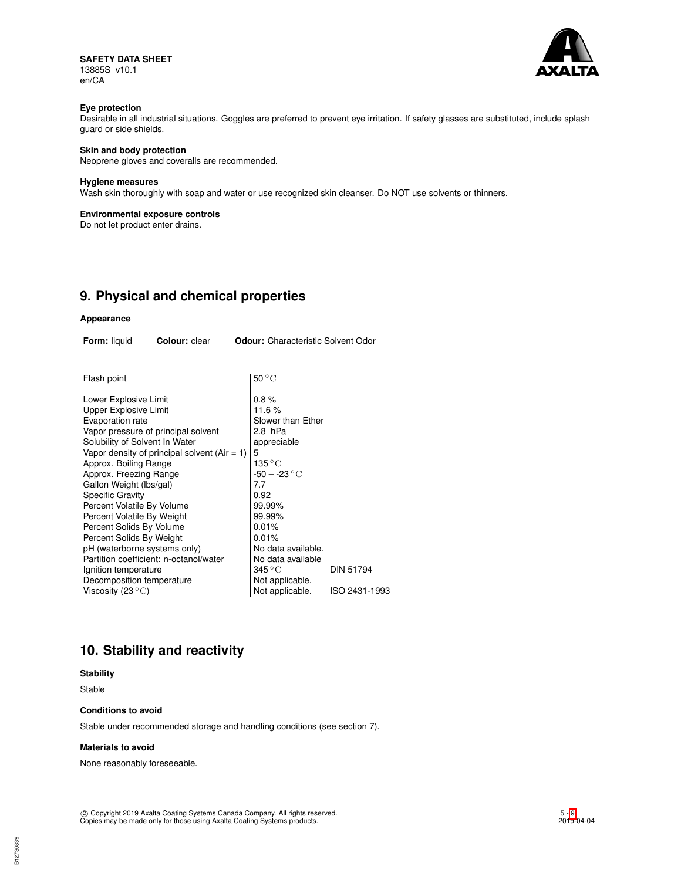### Eye protection

Desirable in all industrial situations. Goggles are preferred to prevent eye irritation. If safety glasses are substituted, include splash guard or side shields.

### Skin and body protection

Neoprene gloves and coveralls are recommended.

### Hygiene measures

Wash skin thoroughly with soap and water or use recognized skin cleanser. Do NOT use solvents or thinners.

### Environmental exposure controls

Do not let product enter drains.

## 9. Physical and chemical properties

### Appearance

**Form:** liquid **Colour:** clear **Odour:** Characteristic Solvent Odor

| | | |
|---|---|---|
| Flash point | 50 °C | |
| Lower Explosive Limit | 0.8 % | |
| Upper Explosive Limit | 11.6 % | |
| Evaporation rate | Slower than Ether | |
| Vapor pressure of principal solvent | 2.8 hPa | |
| Solubility of Solvent In Water | appreciable | |
| Vapor density of principal solvent (Air = 1) | 5 | |
| Approx. Boiling Range | 135 °C | |
| Approx. Freezing Range | -50 – -23 °C | |
| Gallon Weight (lbs/gal) | 7.7 | |
| Specific Gravity | 0.92 | |
| Percent Volatile By Volume | 99.99% | |
| Percent Volatile By Weight | 99.99% | |
| Percent Solids By Volume | 0.01% | |
| Percent Solids By Weight | 0.01% | |
| pH (waterborne systems only) | No data available. | |
| Partition coefficient: n-octanol/water | No data available | |
| Ignition temperature | 345 °C | DIN 51794 |
| Decomposition temperature | Not applicable. | |
| Viscosity (23 °C) | Not applicable. | ISO 2431-1993 |

## 10. Stability and reactivity

### Stability

Stable

### Conditions to avoid

Stable under recommended storage and handling conditions (see section 7).

### Materials to avoid

None reasonably foreseeable.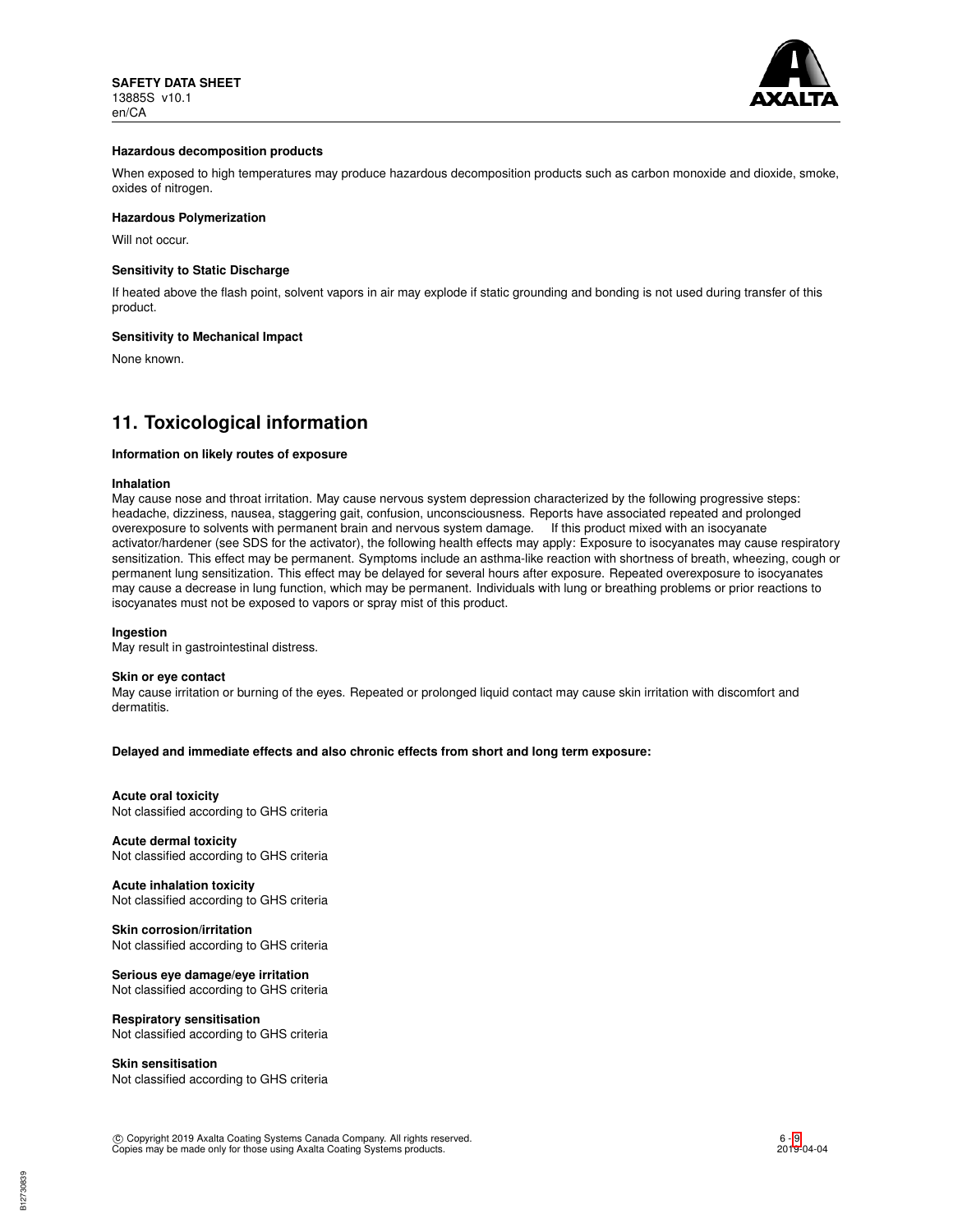#### Hazardous decomposition products

When exposed to high temperatures may produce hazardous decomposition products such as carbon monoxide and dioxide, smoke, oxides of nitrogen.

#### Hazardous Polymerization

Will not occur.

#### Sensitivity to Static Discharge

If heated above the flash point, solvent vapors in air may explode if static grounding and bonding is not used during transfer of this product.

#### Sensitivity to Mechanical Impact

None known.

## 11. Toxicological information

#### Information on likely routes of exposure

**Inhalation**
May cause nose and throat irritation. May cause nervous system depression characterized by the following progressive steps: headache, dizziness, nausea, staggering gait, confusion, unconsciousness. Reports have associated repeated and prolonged overexposure to solvents with permanent brain and nervous system damage. If this product mixed with an isocyanate activator/hardener (see SDS for the activator), the following health effects may apply: Exposure to isocyanates may cause respiratory sensitization. This effect may be permanent. Symptoms include an asthma-like reaction with shortness of breath, wheezing, cough or permanent lung sensitization. This effect may be delayed for several hours after exposure. Repeated overexposure to isocyanates may cause a decrease in lung function, which may be permanent. Individuals with lung or breathing problems or prior reactions to isocyanates must not be exposed to vapors or spray mist of this product.

**Ingestion**
May result in gastrointestinal distress.

**Skin or eye contact**
May cause irritation or burning of the eyes. Repeated or prolonged liquid contact may cause skin irritation with discomfort and dermatitis.

**Delayed and immediate effects and also chronic effects from short and long term exposure:**

**Acute oral toxicity**
Not classified according to GHS criteria

**Acute dermal toxicity**
Not classified according to GHS criteria

**Acute inhalation toxicity**
Not classified according to GHS criteria

**Skin corrosion/irritation**
Not classified according to GHS criteria

**Serious eye damage/eye irritation**
Not classified according to GHS criteria

**Respiratory sensitisation**
Not classified according to GHS criteria

**Skin sensitisation**
Not classified according to GHS criteria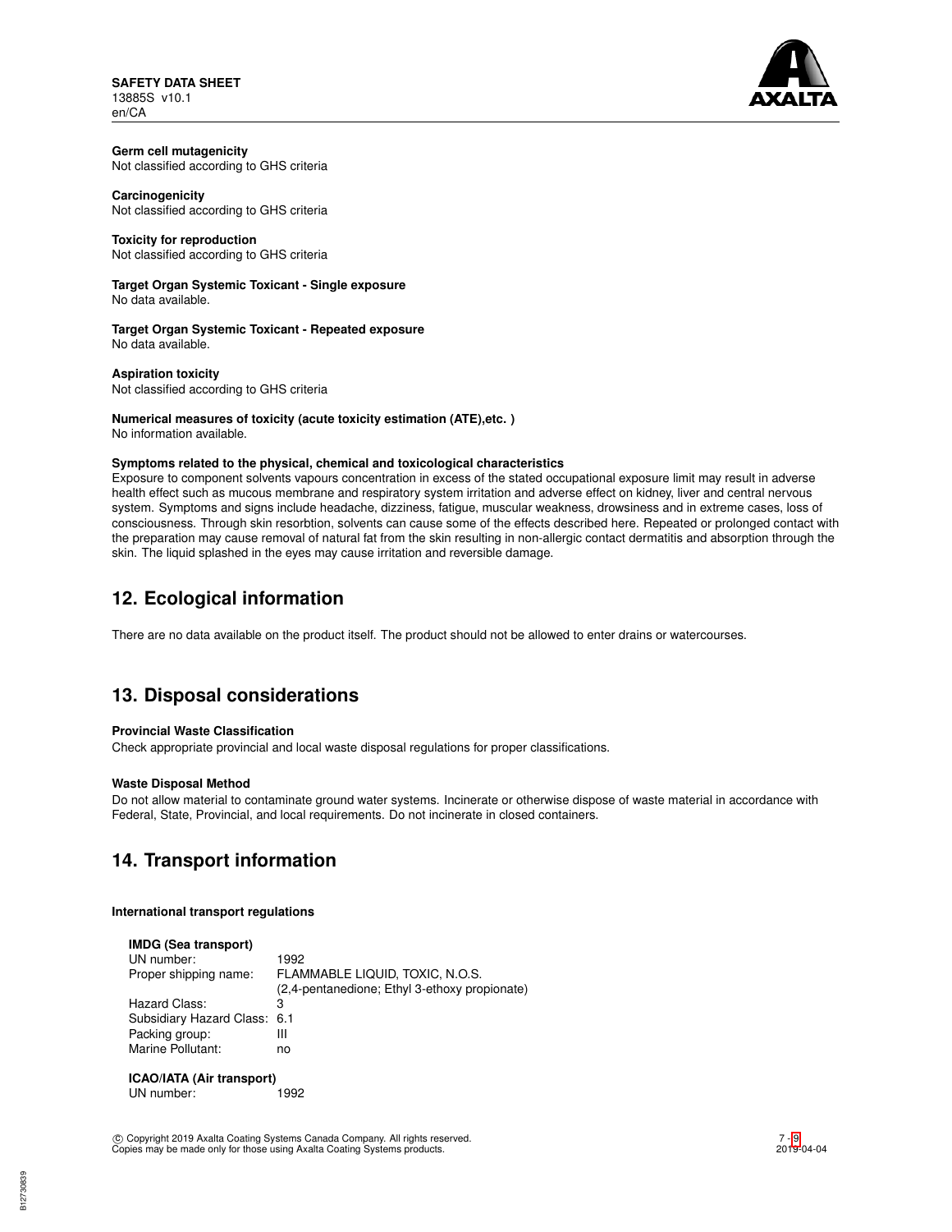**Germ cell mutagenicity**
Not classified according to GHS criteria

**Carcinogenicity**
Not classified according to GHS criteria

**Toxicity for reproduction**
Not classified according to GHS criteria

**Target Organ Systemic Toxicant - Single exposure**
No data available.

**Target Organ Systemic Toxicant - Repeated exposure**
No data available.

**Aspiration toxicity**
Not classified according to GHS criteria

**Numerical measures of toxicity (acute toxicity estimation (ATE),etc. )**
No information available.

**Symptoms related to the physical, chemical and toxicological characteristics**
Exposure to component solvents vapours concentration in excess of the stated occupational exposure limit may result in adverse health effect such as mucous membrane and respiratory system irritation and adverse effect on kidney, liver and central nervous system. Symptoms and signs include headache, dizziness, fatigue, muscular weakness, drowsiness and in extreme cases, loss of consciousness. Through skin resorbtion, solvents can cause some of the effects described here. Repeated or prolonged contact with the preparation may cause removal of natural fat from the skin resulting in non-allergic contact dermatitis and absorption through the skin. The liquid splashed in the eyes may cause irritation and reversible damage.

## 12. Ecological information

There are no data available on the product itself. The product should not be allowed to enter drains or watercourses.

## 13. Disposal considerations

**Provincial Waste Classification**
Check appropriate provincial and local waste disposal regulations for proper classifications.

**Waste Disposal Method**
Do not allow material to contaminate ground water systems. Incinerate or otherwise dispose of waste material in accordance with Federal, State, Provincial, and local requirements. Do not incinerate in closed containers.

## 14. Transport information

**International transport regulations**

**IMDG (Sea transport)**

| | |
|---|---|
| UN number: | 1992 |
| Proper shipping name: | FLAMMABLE LIQUID, TOXIC, N.O.S. (2,4-pentanedione; Ethyl 3-ethoxy propionate) |
| Hazard Class: | 3 |
| Subsidiary Hazard Class: | 6.1 |
| Packing group: | III |
| Marine Pollutant: | no |

**ICAO/IATA (Air transport)**

| | |
|---|---|
| UN number: | 1992 |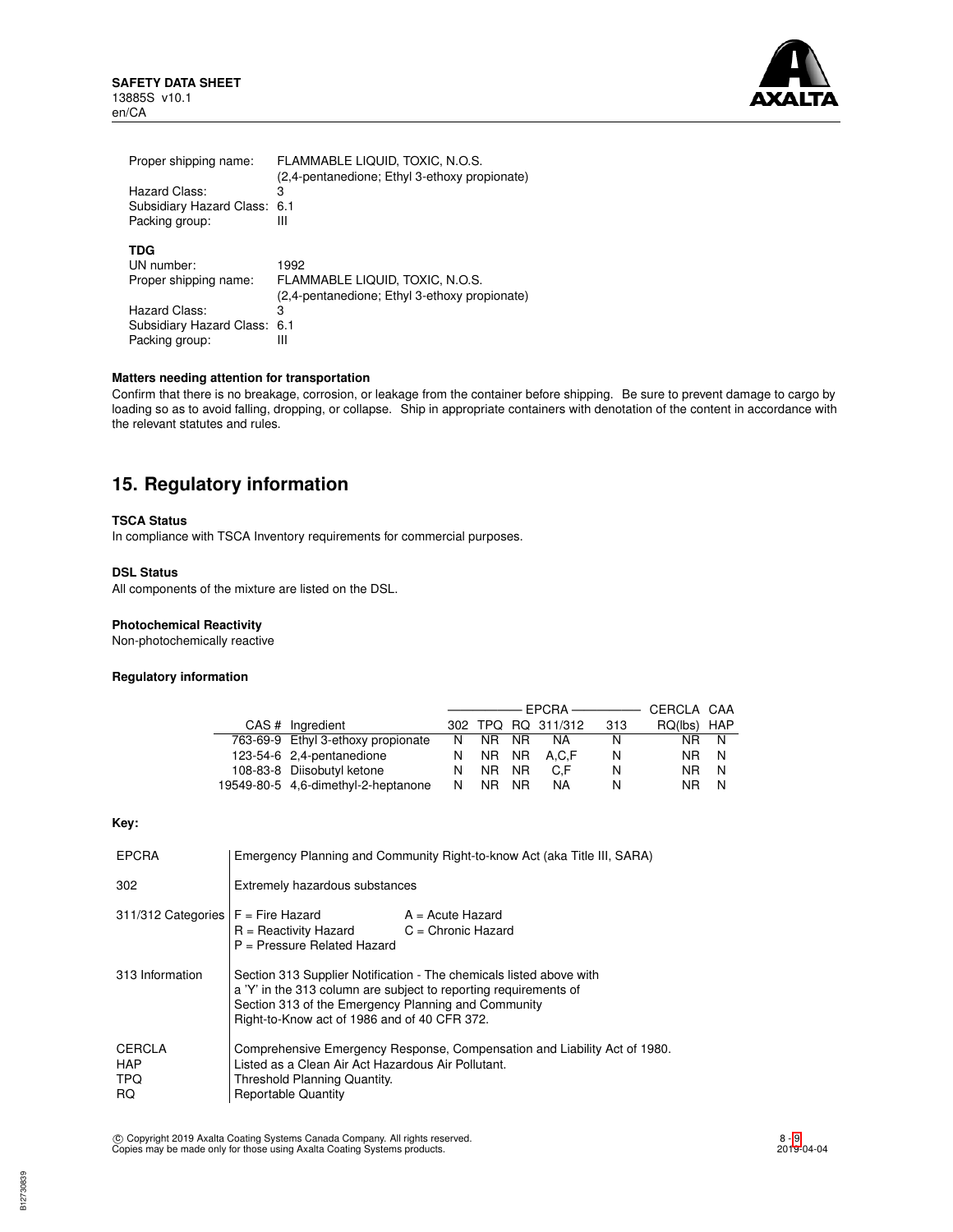Proper shipping name: FLAMMABLE LIQUID, TOXIC, N.O.S. (2,4-pentanedione; Ethyl 3-ethoxy propionate)
Hazard Class: 3
Subsidiary Hazard Class: 6.1
Packing group: III

**TDG**

UN number: 1992
Proper shipping name: FLAMMABLE LIQUID, TOXIC, N.O.S. (2,4-pentanedione; Ethyl 3-ethoxy propionate)
Hazard Class: 3
Subsidiary Hazard Class: 6.1
Packing group: III

**Matters needing attention for transportation**

Confirm that there is no breakage, corrosion, or leakage from the container before shipping. Be sure to prevent damage to cargo by loading so as to avoid falling, dropping, or collapse. Ship in appropriate containers with denotation of the content in accordance with the relevant statutes and rules.

## 15. Regulatory information

**TSCA Status**

In compliance with TSCA Inventory requirements for commercial purposes.

**DSL Status**

All components of the mixture are listed on the DSL.

**Photochemical Reactivity**

Non-photochemically reactive

**Regulatory information**

| | | EPCRA | | | | | CERCLA | CAA |
|---|---|---|---|---|---|---|---|---|
| CAS # | Ingredient | 302 | TPQ | RQ | 311/312 | 313 | RQ(lbs) | HAP |
| 763-69-9 | Ethyl 3-ethoxy propionate | N | NR | NR | NA | N | NR | N |
| 123-54-6 | 2,4-pentanedione | N | NR | NR | A,C,F | N | NR | N |
| 108-83-8 | Diisobutyl ketone | N | NR | NR | C,F | N | NR | N |
| 19549-80-5 | 4,6-dimethyl-2-heptanone | N | NR | NR | NA | N | NR | N |

**Key:**

| | |
|---|---|
| EPCRA | Emergency Planning and Community Right-to-know Act (aka Title III, SARA) |
| 302 | Extremely hazardous substances |
| 311/312 Categories | F = Fire Hazard; A = Acute Hazard; R = Reactivity Hazard; C = Chronic Hazard; P = Pressure Related Hazard |
| 313 Information | Section 313 Supplier Notification - The chemicals listed above with a 'Y' in the 313 column are subject to reporting requirements of Section 313 of the Emergency Planning and Community Right-to-Know act of 1986 and of 40 CFR 372. |
| CERCLA | Comprehensive Emergency Response, Compensation and Liability Act of 1980. |
| HAP | Listed as a Clean Air Act Hazardous Air Pollutant. |
| TPQ | Threshold Planning Quantity. |
| RQ | Reportable Quantity |

© Copyright 2019 Axalta Coating Systems Canada Company. All rights reserved.
Copies may be made only for those using Axalta Coating Systems products.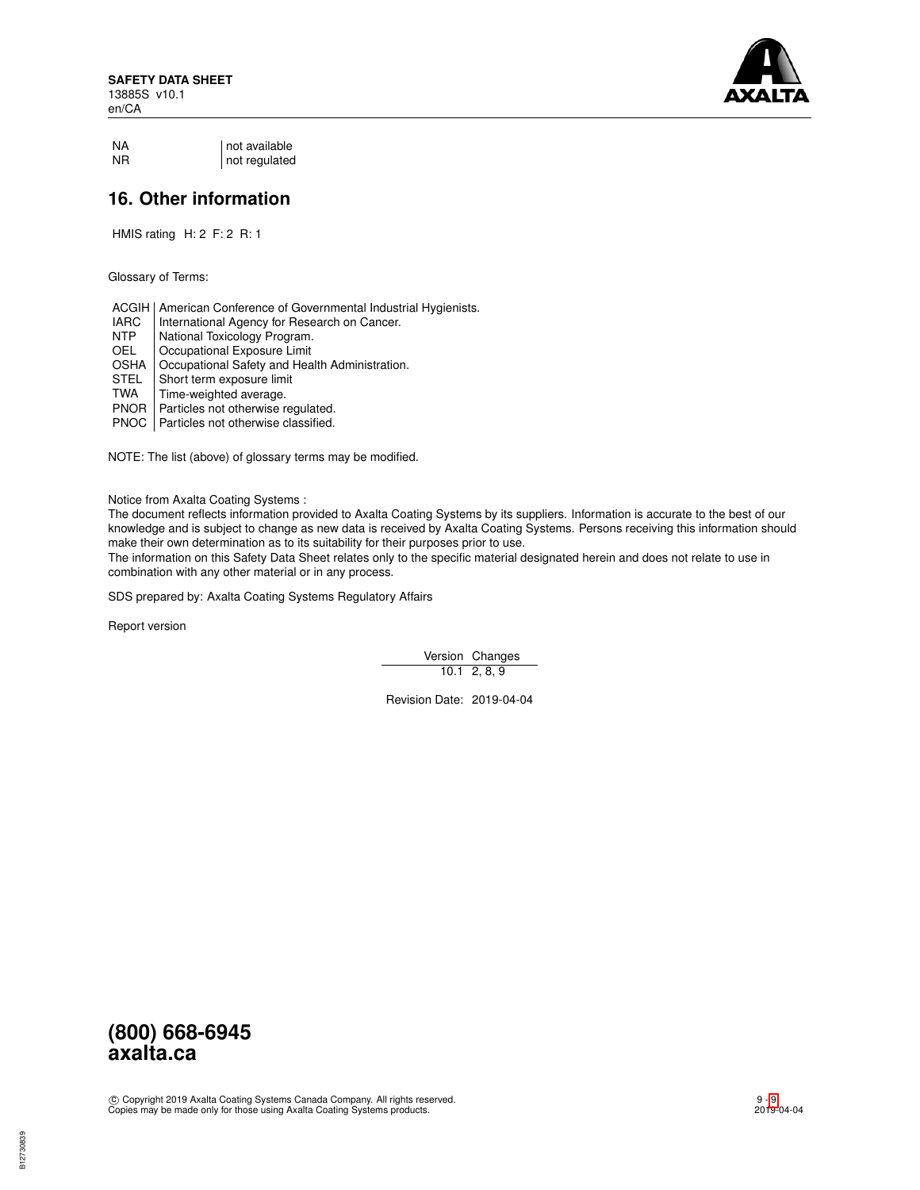| | |
|---|---|
| NA | not available |
| NR | not regulated |

## 16. Other information

HMIS rating H: 2 F: 2 R: 1

Glossary of Terms:

| | |
|---|---|
| ACGIH | American Conference of Governmental Industrial Hygienists. |
| IARC | International Agency for Research on Cancer. |
| NTP | National Toxicology Program. |
| OEL | Occupational Exposure Limit |
| OSHA | Occupational Safety and Health Administration. |
| STEL | Short term exposure limit |
| TWA | Time-weighted average. |
| PNOR | Particles not otherwise regulated. |
| PNOC | Particles not otherwise classified. |

NOTE: The list (above) of glossary terms may be modified.

Notice from Axalta Coating Systems :
The document reflects information provided to Axalta Coating Systems by its suppliers. Information is accurate to the best of our knowledge and is subject to change as new data is received by Axalta Coating Systems. Persons receiving this information should make their own determination as to its suitability for their purposes prior to use.
The information on this Safety Data Sheet relates only to the specific material designated herein and does not relate to use in combination with any other material or in any process.

SDS prepared by: Axalta Coating Systems Regulatory Affairs

Report version

| Version | Changes |
|---|---|
| 10.1 | 2, 8, 9 |

Revision Date: 2019-04-04

**(800) 668-6945**
**axalta.ca**

© Copyright 2019 Axalta Coating Systems Canada Company. All rights reserved.
Copies may be made only for those using Axalta Coating Systems products.